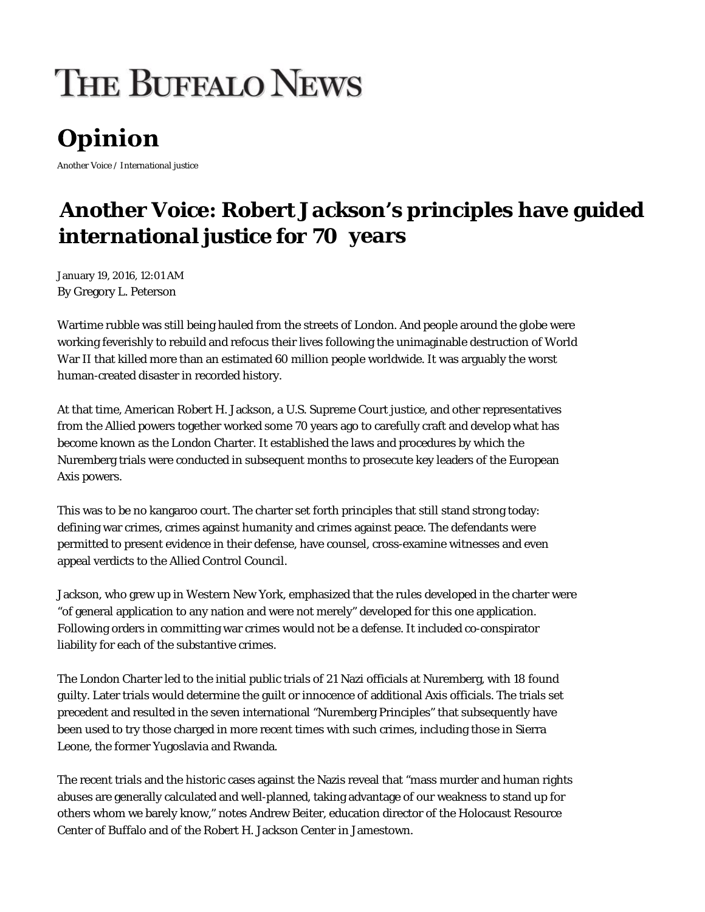# THE BUFFALO NEWS

## Opinion

Another Voice / International justice

# Another Voice: Robert Jackson's principles have guided international justice for 70 years

January 19, 2016, 12:01 AM
By Gregory L. Peterson

Wartime rubble was still being hauled from the streets of London. And people around the globe were working feverishly to rebuild and refocus their lives following the unimaginable destruction of World War II that killed more than an estimated 60 million people worldwide. It was arguably the worst human-created disaster in recorded history.

At that time, American Robert H. Jackson, a U.S. Supreme Court justice, and other representatives from the Allied powers together worked some 70 years ago to carefully craft and develop what has become known as the London Charter. It established the laws and procedures by which the Nuremberg trials were conducted in subsequent months to prosecute key leaders of the European Axis powers.

This was to be no kangaroo court. The charter set forth principles that still stand strong today: defining war crimes, crimes against humanity and crimes against peace. The defendants were permitted to present evidence in their defense, have counsel, cross-examine witnesses and even appeal verdicts to the Allied Control Council.

Jackson, who grew up in Western New York, emphasized that the rules developed in the charter were "of general application to any nation and were not merely" developed for this one application. Following orders in committing war crimes would not be a defense. It included co-conspirator liability for each of the substantive crimes.

The London Charter led to the initial public trials of 21 Nazi officials at Nuremberg, with 18 found guilty. Later trials would determine the guilt or innocence of additional Axis officials. The trials set precedent and resulted in the seven international "Nuremberg Principles" that subsequently have been used to try those charged in more recent times with such crimes, including those in Sierra Leone, the former Yugoslavia and Rwanda.

The recent trials and the historic cases against the Nazis reveal that "mass murder and human rights abuses are generally calculated and well-planned, taking advantage of our weakness to stand up for others whom we barely know," notes Andrew Beiter, education director of the Holocaust Resource Center of Buffalo and of the Robert H. Jackson Center in Jamestown.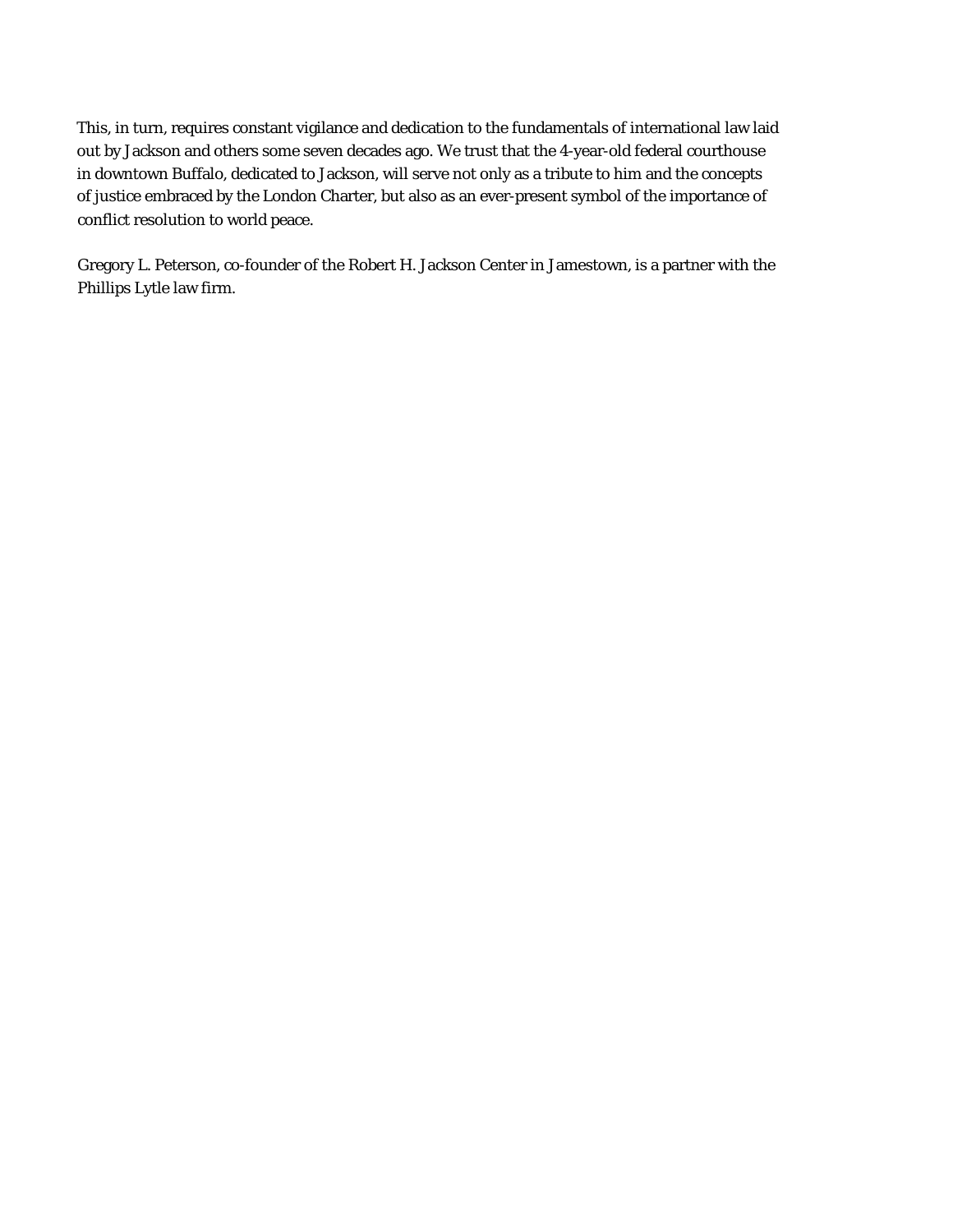This, in turn, requires constant vigilance and dedication to the fundamentals of international law laid out by Jackson and others some seven decades ago. We trust that the 4-year-old federal courthouse in downtown Buffalo, dedicated to Jackson, will serve not only as a tribute to him and the concepts of justice embraced by the London Charter, but also as an ever-present symbol of the importance of conflict resolution to world peace.

Gregory L. Peterson, co-founder of the Robert H. Jackson Center in Jamestown, is a partner with the Phillips Lytle law firm.